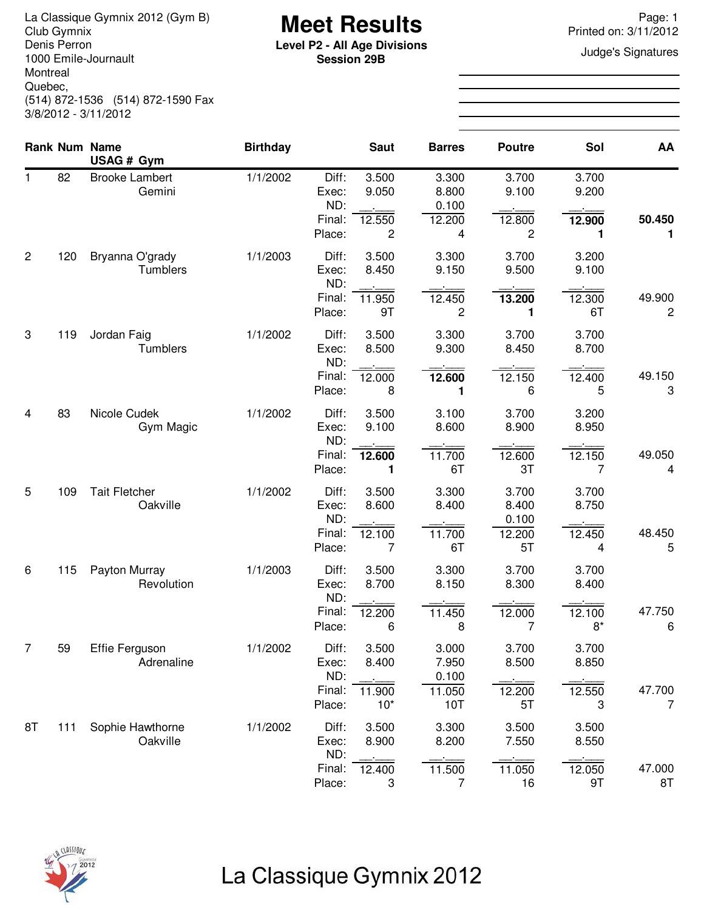La Classique Gymnix 2012 (Gym B)
Club Gymnix
Denis Perron
1000 Emile-Journault
Montreal
Quebec,
(514) 872-1536 (514) 872-1590 Fax
3/8/2012 - 3/11/2012

# Meet Results

**Level P2 - All Age Divisions**
**Session 29B**

Page: 1
Printed on: 3/11/2012

Judge's Signatures

| Rank | Num | Name / USAG # Gym | Birthday | | Saut | Barres | Poutre | Sol | AA |
|---|---|---|---|---|---|---|---|---|---|
| 1 | 82 | Brooke Lambert / Gemini | 1/1/2002 | Diff: | 3.500 | 3.300 | 3.700 | 3.700 | |
| | | | | Exec: | 9.050 | 8.800 | 9.100 | 9.200 | |
| | | | | ND: | __.___ | 0.100 | __.___ | __.___ | |
| | | | | Final: | 12.550 | 12.200 | 12.800 | **12.900** | **50.450** |
| | | | | Place: | 2 | 4 | 2 | **1** | **1** |
| 2 | 120 | Bryanna O'grady / Tumblers | 1/1/2003 | Diff: | 3.500 | 3.300 | 3.700 | 3.200 | |
| | | | | Exec: | 8.450 | 9.150 | 9.500 | 9.100 | |
| | | | | ND: | __.___ | __.___ | __.___ | __.___ | |
| | | | | Final: | 11.950 | 12.450 | **13.200** | 12.300 | 49.900 |
| | | | | Place: | 9T | 2 | **1** | 6T | 2 |
| 3 | 119 | Jordan Faig / Tumblers | 1/1/2002 | Diff: | 3.500 | 3.300 | 3.700 | 3.700 | |
| | | | | Exec: | 8.500 | 9.300 | 8.450 | 8.700 | |
| | | | | ND: | __.___ | __.___ | __.___ | __.___ | |
| | | | | Final: | 12.000 | **12.600** | 12.150 | 12.400 | 49.150 |
| | | | | Place: | 8 | **1** | 6 | 5 | 3 |
| 4 | 83 | Nicole Cudek / Gym Magic | 1/1/2002 | Diff: | 3.500 | 3.100 | 3.700 | 3.200 | |
| | | | | Exec: | 9.100 | 8.600 | 8.900 | 8.950 | |
| | | | | ND: | __.___ | __.___ | __.___ | __.___ | |
| | | | | Final: | **12.600** | 11.700 | 12.600 | 12.150 | 49.050 |
| | | | | Place: | **1** | 6T | 3T | 7 | 4 |
| 5 | 109 | Tait Fletcher / Oakville | 1/1/2002 | Diff: | 3.500 | 3.300 | 3.700 | 3.700 | |
| | | | | Exec: | 8.600 | 8.400 | 8.400 | 8.750 | |
| | | | | ND: | __.___ | __.___ | 0.100 | __.___ | |
| | | | | Final: | 12.100 | 11.700 | 12.200 | 12.450 | 48.450 |
| | | | | Place: | 7 | 6T | 5T | 4 | 5 |
| 6 | 115 | Payton Murray / Revolution | 1/1/2003 | Diff: | 3.500 | 3.300 | 3.700 | 3.700 | |
| | | | | Exec: | 8.700 | 8.150 | 8.300 | 8.400 | |
| | | | | ND: | __.___ | __.___ | __.___ | __.___ | |
| | | | | Final: | 12.200 | 11.450 | 12.000 | 12.100 | 47.750 |
| | | | | Place: | 6 | 8 | 7 | 8* | 6 |
| 7 | 59 | Effie Ferguson / Adrenaline | 1/1/2002 | Diff: | 3.500 | 3.000 | 3.700 | 3.700 | |
| | | | | Exec: | 8.400 | 7.950 | 8.500 | 8.850 | |
| | | | | ND: | __.___ | 0.100 | __.___ | __.___ | |
| | | | | Final: | 11.900 | 11.050 | 12.200 | 12.550 | 47.700 |
| | | | | Place: | 10* | 10T | 5T | 3 | 7 |
| 8T | 111 | Sophie Hawthorne / Oakville | 1/1/2002 | Diff: | 3.500 | 3.300 | 3.500 | 3.500 | |
| | | | | Exec: | 8.900 | 8.200 | 7.550 | 8.550 | |
| | | | | ND: | __.___ | __.___ | __.___ | __.___ | |
| | | | | Final: | 12.400 | 11.500 | 11.050 | 12.050 | 47.000 |
| | | | | Place: | 3 | 7 | 16 | 9T | 8T |

La Classique Gymnix 2012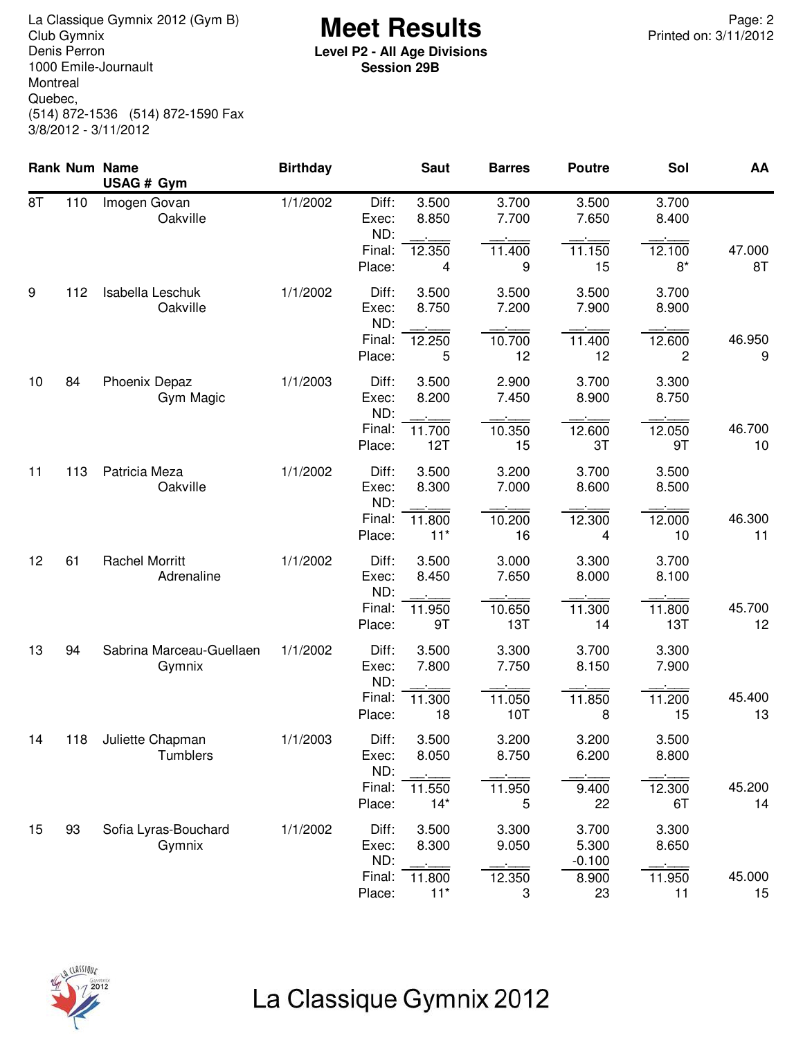La Classique Gymnix 2012 (Gym B)
Club Gymnix
Denis Perron
1000 Emile-Journault
Montreal
Quebec,
(514) 872-1536 (514) 872-1590 Fax
3/8/2012 - 3/11/2012

# Meet Results

**Level P2 - All Age Divisions**
**Session 29B**

Printed on: 3/11/2012

| Rank | Num | Name / USAG # Gym | Birthday | | Saut | Barres | Poutre | Sol | AA |
|---|---|---|---|---|---|---|---|---|---|
| 8T | 110 | Imogen Govan | 1/1/2002 | Diff: | 3.500 | 3.700 | 3.500 | 3.700 | |
| | | Oakville | | Exec: | 8.850 | 7.700 | 7.650 | 8.400 | |
| | | | | ND: | __.___ | __.___ | __.___ | __.___ | |
| | | | | Final: | 12.350 | 11.400 | 11.150 | 12.100 | 47.000 |
| | | | | Place: | 4 | 9 | 15 | 8* | 8T |
| 9 | 112 | Isabella Leschuk | 1/1/2002 | Diff: | 3.500 | 3.500 | 3.500 | 3.700 | |
| | | Oakville | | Exec: | 8.750 | 7.200 | 7.900 | 8.900 | |
| | | | | ND: | __.___ | __.___ | __.___ | __.___ | |
| | | | | Final: | 12.250 | 10.700 | 11.400 | 12.600 | 46.950 |
| | | | | Place: | 5 | 12 | 12 | 2 | 9 |
| 10 | 84 | Phoenix Depaz | 1/1/2003 | Diff: | 3.500 | 2.900 | 3.700 | 3.300 | |
| | | Gym Magic | | Exec: | 8.200 | 7.450 | 8.900 | 8.750 | |
| | | | | ND: | __.___ | __.___ | __.___ | __.___ | |
| | | | | Final: | 11.700 | 10.350 | 12.600 | 12.050 | 46.700 |
| | | | | Place: | 12T | 15 | 3T | 9T | 10 |
| 11 | 113 | Patricia Meza | 1/1/2002 | Diff: | 3.500 | 3.200 | 3.700 | 3.500 | |
| | | Oakville | | Exec: | 8.300 | 7.000 | 8.600 | 8.500 | |
| | | | | ND: | __.___ | __.___ | __.___ | __.___ | |
| | | | | Final: | 11.800 | 10.200 | 12.300 | 12.000 | 46.300 |
| | | | | Place: | 11* | 16 | 4 | 10 | 11 |
| 12 | 61 | Rachel Morritt | 1/1/2002 | Diff: | 3.500 | 3.000 | 3.300 | 3.700 | |
| | | Adrenaline | | Exec: | 8.450 | 7.650 | 8.000 | 8.100 | |
| | | | | ND: | __.___ | __.___ | __.___ | __.___ | |
| | | | | Final: | 11.950 | 10.650 | 11.300 | 11.800 | 45.700 |
| | | | | Place: | 9T | 13T | 14 | 13T | 12 |
| 13 | 94 | Sabrina Marceau-Guellaen | 1/1/2002 | Diff: | 3.500 | 3.300 | 3.700 | 3.300 | |
| | | Gymnix | | Exec: | 7.800 | 7.750 | 8.150 | 7.900 | |
| | | | | ND: | __.___ | __.___ | __.___ | __.___ | |
| | | | | Final: | 11.300 | 11.050 | 11.850 | 11.200 | 45.400 |
| | | | | Place: | 18 | 10T | 8 | 15 | 13 |
| 14 | 118 | Juliette Chapman | 1/1/2003 | Diff: | 3.500 | 3.200 | 3.200 | 3.500 | |
| | | Tumblers | | Exec: | 8.050 | 8.750 | 6.200 | 8.800 | |
| | | | | ND: | __.___ | __.___ | __.___ | __.___ | |
| | | | | Final: | 11.550 | 11.950 | 9.400 | 12.300 | 45.200 |
| | | | | Place: | 14* | 5 | 22 | 6T | 14 |
| 15 | 93 | Sofia Lyras-Bouchard | 1/1/2002 | Diff: | 3.500 | 3.300 | 3.700 | 3.300 | |
| | | Gymnix | | Exec: | 8.300 | 9.050 | 5.300 | 8.650 | |
| | | | | ND: | __.___ | __.___ | -0.100 | __.___ | |
| | | | | Final: | 11.800 | 12.350 | 8.900 | 11.950 | 45.000 |
| | | | | Place: | 11* | 3 | 23 | 11 | 15 |

La Classique Gymnix 2012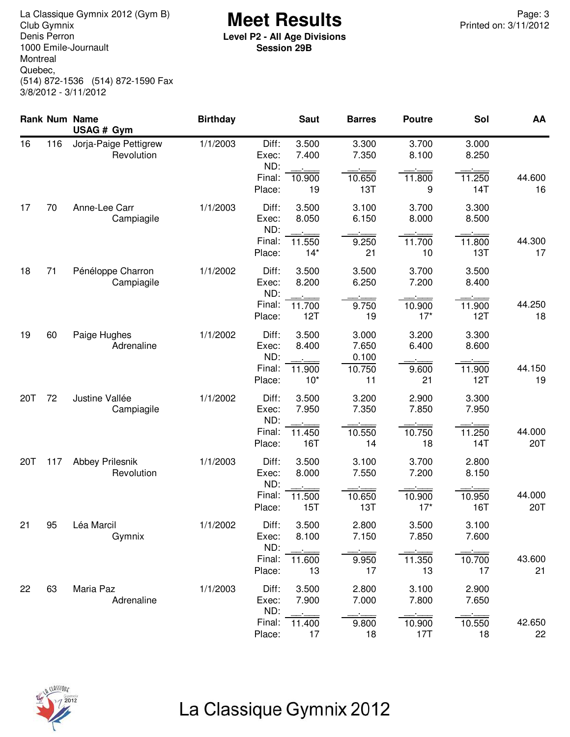La Classique Gymnix 2012 (Gym B)
Club Gymnix
Denis Perron
1000 Emile-Journault
Montreal
Quebec,
(514) 872-1536 (514) 872-1590 Fax
3/8/2012 - 3/11/2012

# Meet Results

**Level P2 - All Age Divisions**
**Session 29B**

Printed on: 3/11/2012

| Rank | Num | Name / USAG # Gym | Birthday | | Saut | Barres | Poutre | Sol | AA |
|---|---|---|---|---|---|---|---|---|---|
| 16 | 116 | Jorja-Paige Pettigrew | 1/1/2003 | Diff: | 3.500 | 3.300 | 3.700 | 3.000 | |
| | | Revolution | | Exec: | 7.400 | 7.350 | 8.100 | 8.250 | |
| | | | | ND: | __.___ | __.___ | __.___ | __.___ | |
| | | | | Final: | 10.900 | 10.650 | 11.800 | 11.250 | 44.600 |
| | | | | Place: | 19 | 13T | 9 | 14T | 16 |
| 17 | 70 | Anne-Lee Carr | 1/1/2003 | Diff: | 3.500 | 3.100 | 3.700 | 3.300 | |
| | | Campiagile | | Exec: | 8.050 | 6.150 | 8.000 | 8.500 | |
| | | | | ND: | __.___ | __.___ | __.___ | __.___ | |
| | | | | Final: | 11.550 | 9.250 | 11.700 | 11.800 | 44.300 |
| | | | | Place: | 14* | 21 | 10 | 13T | 17 |
| 18 | 71 | Pénéloppe Charron | 1/1/2002 | Diff: | 3.500 | 3.500 | 3.700 | 3.500 | |
| | | Campiagile | | Exec: | 8.200 | 6.250 | 7.200 | 8.400 | |
| | | | | ND: | __.___ | __.___ | __.___ | __.___ | |
| | | | | Final: | 11.700 | 9.750 | 10.900 | 11.900 | 44.250 |
| | | | | Place: | 12T | 19 | 17* | 12T | 18 |
| 19 | 60 | Paige Hughes | 1/1/2002 | Diff: | 3.500 | 3.000 | 3.200 | 3.300 | |
| | | Adrenaline | | Exec: | 8.400 | 7.650 | 6.400 | 8.600 | |
| | | | | ND: | __.___ | 0.100 | __.___ | __.___ | |
| | | | | Final: | 11.900 | 10.750 | 9.600 | 11.900 | 44.150 |
| | | | | Place: | 10* | 11 | 21 | 12T | 19 |
| 20T | 72 | Justine Vallée | 1/1/2002 | Diff: | 3.500 | 3.200 | 2.900 | 3.300 | |
| | | Campiagile | | Exec: | 7.950 | 7.350 | 7.850 | 7.950 | |
| | | | | ND: | __.___ | __.___ | __.___ | __.___ | |
| | | | | Final: | 11.450 | 10.550 | 10.750 | 11.250 | 44.000 |
| | | | | Place: | 16T | 14 | 18 | 14T | 20T |
| 20T | 117 | Abbey Prilesnik | 1/1/2003 | Diff: | 3.500 | 3.100 | 3.700 | 2.800 | |
| | | Revolution | | Exec: | 8.000 | 7.550 | 7.200 | 8.150 | |
| | | | | ND: | __.___ | __.___ | __.___ | __.___ | |
| | | | | Final: | 11.500 | 10.650 | 10.900 | 10.950 | 44.000 |
| | | | | Place: | 15T | 13T | 17* | 16T | 20T |
| 21 | 95 | Léa Marcil | 1/1/2002 | Diff: | 3.500 | 2.800 | 3.500 | 3.100 | |
| | | Gymnix | | Exec: | 8.100 | 7.150 | 7.850 | 7.600 | |
| | | | | ND: | __.___ | __.___ | __.___ | __.___ | |
| | | | | Final: | 11.600 | 9.950 | 11.350 | 10.700 | 43.600 |
| | | | | Place: | 13 | 17 | 13 | 17 | 21 |
| 22 | 63 | Maria Paz | 1/1/2003 | Diff: | 3.500 | 2.800 | 3.100 | 2.900 | |
| | | Adrenaline | | Exec: | 7.900 | 7.000 | 7.800 | 7.650 | |
| | | | | ND: | __.___ | __.___ | __.___ | __.___ | |
| | | | | Final: | 11.400 | 9.800 | 10.900 | 10.550 | 42.650 |
| | | | | Place: | 17 | 18 | 17T | 18 | 22 |

La Classique Gymnix 2012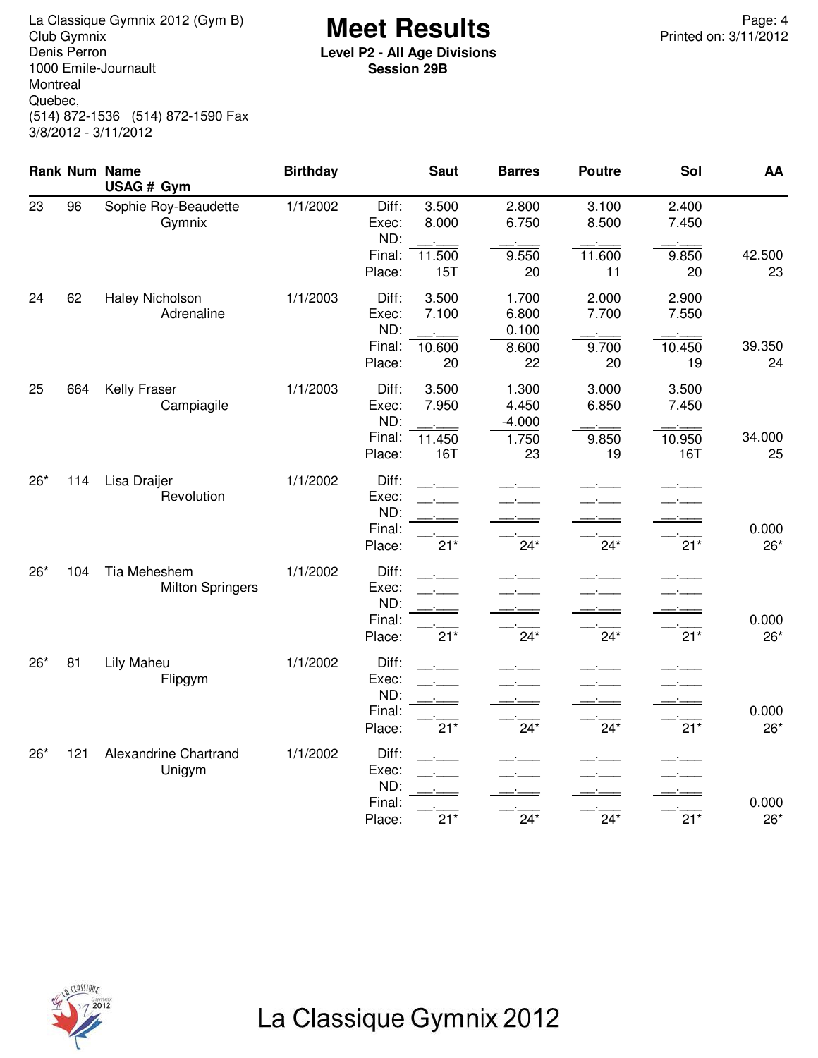La Classique Gymnix 2012 (Gym B)
Club Gymnix
Denis Perron
1000 Emile-Journault
Montreal
Quebec,
(514) 872-1536 (514) 872-1590 Fax
3/8/2012 - 3/11/2012

# Meet Results

**Level P2 - All Age Divisions**
**Session 29B**

Printed on: 3/11/2012

| Rank | Num | Name / USAG # Gym | Birthday | | Saut | Barres | Poutre | Sol | AA |
|---|---|---|---|---|---|---|---|---|---|
| 23 | 96 | Sophie Roy-Beaudette<br>Gymnix | 1/1/2002 | Diff: | 3.500 | 2.800 | 3.100 | 2.400 | |
| | | | | Exec: | 8.000 | 6.750 | 8.500 | 7.450 | |
| | | | | ND: | __.___ | __.___ | __.___ | __.___ | |
| | | | | Final: | 11.500 | 9.550 | 11.600 | 9.850 | 42.500 |
| | | | | Place: | 15T | 20 | 11 | 20 | 23 |
| 24 | 62 | Haley Nicholson<br>Adrenaline | 1/1/2003 | Diff: | 3.500 | 1.700 | 2.000 | 2.900 | |
| | | | | Exec: | 7.100 | 6.800 | 7.700 | 7.550 | |
| | | | | ND: | __.___ | 0.100 | __.___ | __.___ | |
| | | | | Final: | 10.600 | 8.600 | 9.700 | 10.450 | 39.350 |
| | | | | Place: | 20 | 22 | 20 | 19 | 24 |
| 25 | 664 | Kelly Fraser<br>Campiagile | 1/1/2003 | Diff: | 3.500 | 1.300 | 3.000 | 3.500 | |
| | | | | Exec: | 7.950 | 4.450 | 6.850 | 7.450 | |
| | | | | ND: | __.___ | -4.000 | __.___ | __.___ | |
| | | | | Final: | 11.450 | 1.750 | 9.850 | 10.950 | 34.000 |
| | | | | Place: | 16T | 23 | 19 | 16T | 25 |
| 26* | 114 | Lisa Draijer<br>Revolution | 1/1/2002 | Diff: | __.___ | __.___ | __.___ | __.___ | |
| | | | | Exec: | __.___ | __.___ | __.___ | __.___ | |
| | | | | ND: | __.___ | __.___ | __.___ | __.___ | |
| | | | | Final: | __.___ | __.___ | __.___ | __.___ | 0.000 |
| | | | | Place: | 21* | 24* | 24* | 21* | 26* |
| 26* | 104 | Tia Meheshem<br>Milton Springers | 1/1/2002 | Diff: | __.___ | __.___ | __.___ | __.___ | |
| | | | | Exec: | __.___ | __.___ | __.___ | __.___ | |
| | | | | ND: | __.___ | __.___ | __.___ | __.___ | |
| | | | | Final: | __.___ | __.___ | __.___ | __.___ | 0.000 |
| | | | | Place: | 21* | 24* | 24* | 21* | 26* |
| 26* | 81 | Lily Maheu<br>Flipgym | 1/1/2002 | Diff: | __.___ | __.___ | __.___ | __.___ | |
| | | | | Exec: | __.___ | __.___ | __.___ | __.___ | |
| | | | | ND: | __.___ | __.___ | __.___ | __.___ | |
| | | | | Final: | __.___ | __.___ | __.___ | __.___ | 0.000 |
| | | | | Place: | 21* | 24* | 24* | 21* | 26* |
| 26* | 121 | Alexandrine Chartrand<br>Unigym | 1/1/2002 | Diff: | __.___ | __.___ | __.___ | __.___ | |
| | | | | Exec: | __.___ | __.___ | __.___ | __.___ | |
| | | | | ND: | __.___ | __.___ | __.___ | __.___ | |
| | | | | Final: | __.___ | __.___ | __.___ | __.___ | 0.000 |
| | | | | Place: | 21* | 24* | 24* | 21* | 26* |

La Classique Gymnix 2012